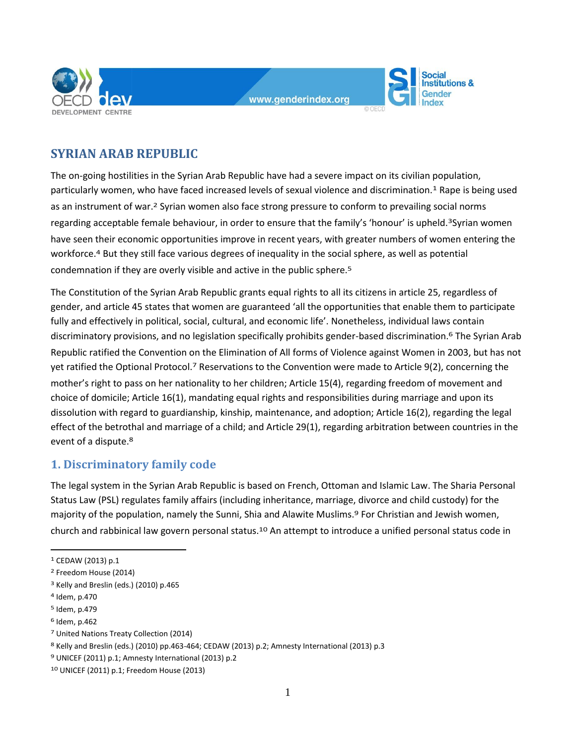# SYRIAN ARAB REPUBLIC

The on-going hostilities in the Syrian Arab Republic have had a severe impact on its civilian population, particularly women, who have faced increased levels of sexual violence and discrimination.[1] Rape is being used as an instrument of war.[2] Syrian women also face strong pressure to conform to prevailing social norms regarding acceptable female behaviour, in order to ensure that the family's 'honour' is upheld.[3]Syrian women have seen their economic opportunities improve in recent years, with greater numbers of women entering the workforce.[4] But they still face various degrees of inequality in the social sphere, as well as potential condemnation if they are overly visible and active in the public sphere.[5]

The Constitution of the Syrian Arab Republic grants equal rights to all its citizens in article 25, regardless of gender, and article 45 states that women are guaranteed 'all the opportunities that enable them to participate fully and effectively in political, social, cultural, and economic life'. Nonetheless, individual laws contain discriminatory provisions, and no legislation specifically prohibits gender-based discrimination.[6] The Syrian Arab Republic ratified the Convention on the Elimination of All forms of Violence against Women in 2003, but has not yet ratified the Optional Protocol.[7] Reservations to the Convention were made to Article 9(2), concerning the mother's right to pass on her nationality to her children; Article 15(4), regarding freedom of movement and choice of domicile; Article 16(1), mandating equal rights and responsibilities during marriage and upon its dissolution with regard to guardianship, kinship, maintenance, and adoption; Article 16(2), regarding the legal effect of the betrothal and marriage of a child; and Article 29(1), regarding arbitration between countries in the event of a dispute.[8]

## 1. Discriminatory family code

The legal system in the Syrian Arab Republic is based on French, Ottoman and Islamic Law. The Sharia Personal Status Law (PSL) regulates family affairs (including inheritance, marriage, divorce and child custody) for the majority of the population, namely the Sunni, Shia and Alawite Muslims.[9] For Christian and Jewish women, church and rabbinical law govern personal status.[10] An attempt to introduce a unified personal status code in

---

[1] CEDAW (2013) p.1
[2] Freedom House (2014)
[3] Kelly and Breslin (eds.) (2010) p.465
[4] Idem, p.470
[5] Idem, p.479
[6] Idem, p.462
[7] United Nations Treaty Collection (2014)
[8] Kelly and Breslin (eds.) (2010) pp.463-464; CEDAW (2013) p.2; Amnesty International (2013) p.3
[9] UNICEF (2011) p.1; Amnesty International (2013) p.2
[10] UNICEF (2011) p.1; Freedom House (2013)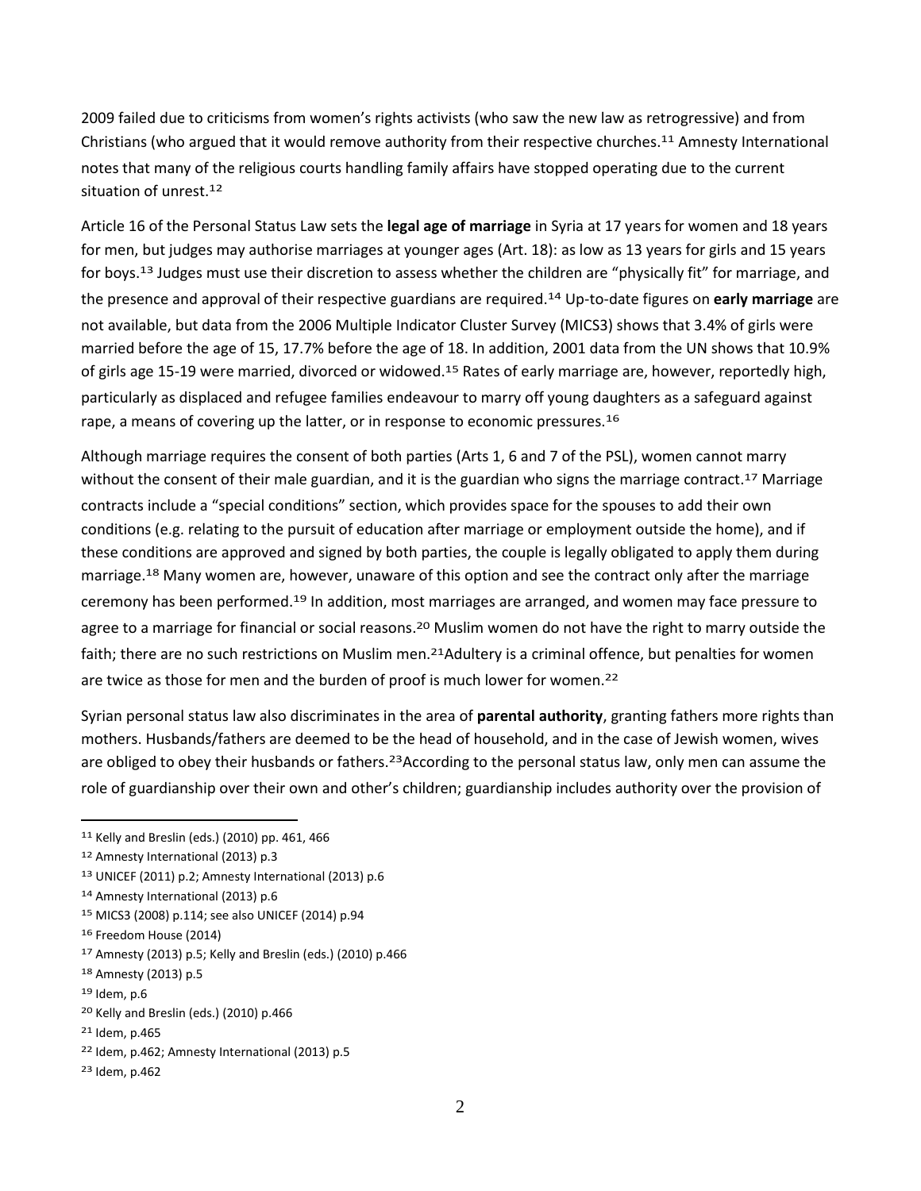2009 failed due to criticisms from women's rights activists (who saw the new law as retrogressive) and from Christians (who argued that it would remove authority from their respective churches.[11] Amnesty International notes that many of the religious courts handling family affairs have stopped operating due to the current situation of unrest.[12]

Article 16 of the Personal Status Law sets the **legal age of marriage** in Syria at 17 years for women and 18 years for men, but judges may authorise marriages at younger ages (Art. 18): as low as 13 years for girls and 15 years for boys.[13] Judges must use their discretion to assess whether the children are "physically fit" for marriage, and the presence and approval of their respective guardians are required.[14] Up-to-date figures on **early marriage** are not available, but data from the 2006 Multiple Indicator Cluster Survey (MICS3) shows that 3.4% of girls were married before the age of 15, 17.7% before the age of 18. In addition, 2001 data from the UN shows that 10.9% of girls age 15-19 were married, divorced or widowed.[15] Rates of early marriage are, however, reportedly high, particularly as displaced and refugee families endeavour to marry off young daughters as a safeguard against rape, a means of covering up the latter, or in response to economic pressures.[16]

Although marriage requires the consent of both parties (Arts 1, 6 and 7 of the PSL), women cannot marry without the consent of their male guardian, and it is the guardian who signs the marriage contract.[17] Marriage contracts include a "special conditions" section, which provides space for the spouses to add their own conditions (e.g. relating to the pursuit of education after marriage or employment outside the home), and if these conditions are approved and signed by both parties, the couple is legally obligated to apply them during marriage.[18] Many women are, however, unaware of this option and see the contract only after the marriage ceremony has been performed.[19] In addition, most marriages are arranged, and women may face pressure to agree to a marriage for financial or social reasons.[20] Muslim women do not have the right to marry outside the faith; there are no such restrictions on Muslim men.[21]Adultery is a criminal offence, but penalties for women are twice as those for men and the burden of proof is much lower for women.[22]

Syrian personal status law also discriminates in the area of **parental authority**, granting fathers more rights than mothers. Husbands/fathers are deemed to be the head of household, and in the case of Jewish women, wives are obliged to obey their husbands or fathers.[23]According to the personal status law, only men can assume the role of guardianship over their own and other's children; guardianship includes authority over the provision of

[11] Kelly and Breslin (eds.) (2010) pp. 461, 466

[12] Amnesty International (2013) p.3

[13] UNICEF (2011) p.2; Amnesty International (2013) p.6

[14] Amnesty International (2013) p.6

[15] MICS3 (2008) p.114; see also UNICEF (2014) p.94

[16] Freedom House (2014)

[17] Amnesty (2013) p.5; Kelly and Breslin (eds.) (2010) p.466

[18] Amnesty (2013) p.5

[19] Idem, p.6

[20] Kelly and Breslin (eds.) (2010) p.466

[21] Idem, p.465

[22] Idem, p.462; Amnesty International (2013) p.5

[23] Idem, p.462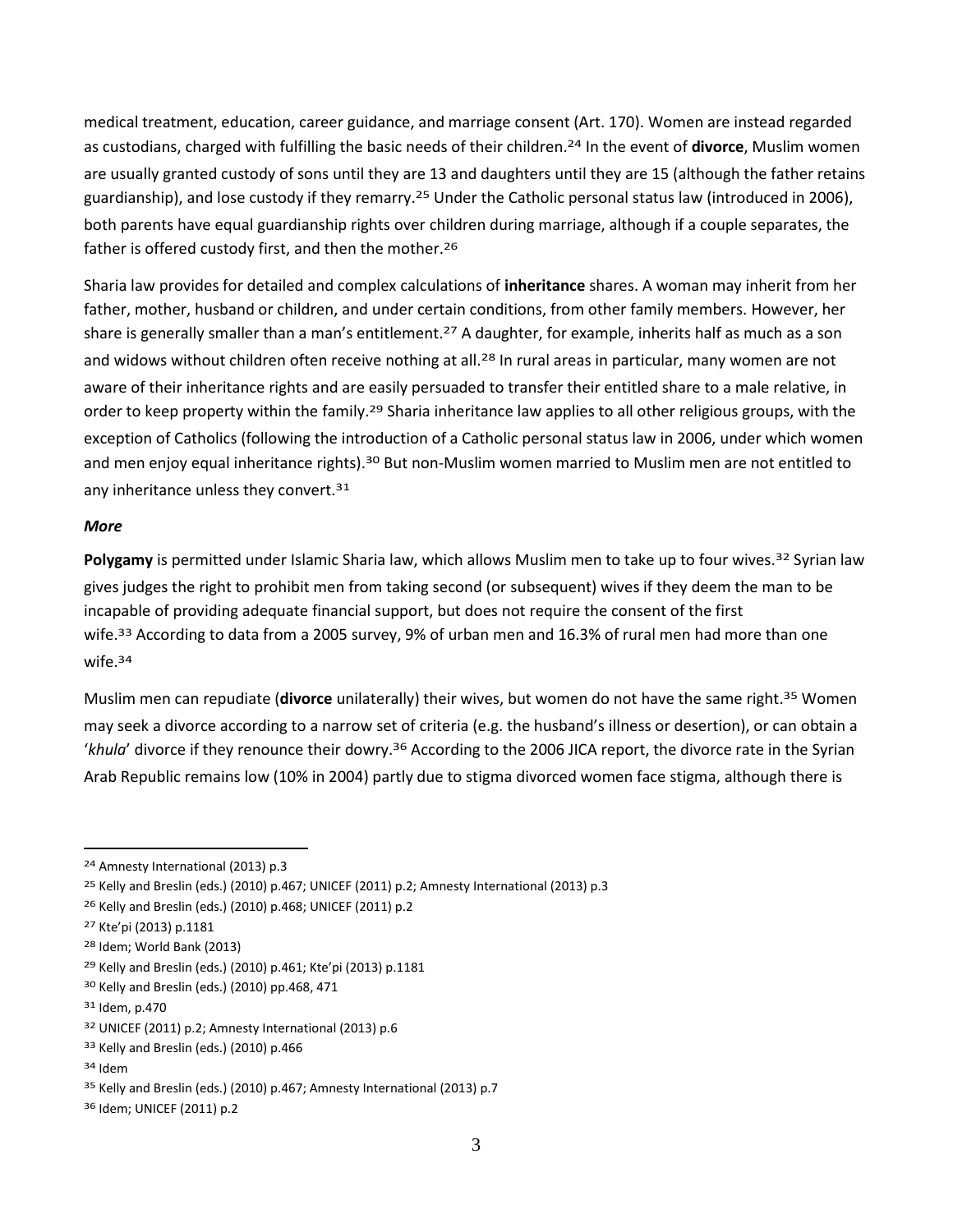medical treatment, education, career guidance, and marriage consent (Art. 170). Women are instead regarded as custodians, charged with fulfilling the basic needs of their children.[24] In the event of **divorce**, Muslim women are usually granted custody of sons until they are 13 and daughters until they are 15 (although the father retains guardianship), and lose custody if they remarry.[25] Under the Catholic personal status law (introduced in 2006), both parents have equal guardianship rights over children during marriage, although if a couple separates, the father is offered custody first, and then the mother.[26]

Sharia law provides for detailed and complex calculations of **inheritance** shares. A woman may inherit from her father, mother, husband or children, and under certain conditions, from other family members. However, her share is generally smaller than a man's entitlement.[27] A daughter, for example, inherits half as much as a son and widows without children often receive nothing at all.[28] In rural areas in particular, many women are not aware of their inheritance rights and are easily persuaded to transfer their entitled share to a male relative, in order to keep property within the family.[29] Sharia inheritance law applies to all other religious groups, with the exception of Catholics (following the introduction of a Catholic personal status law in 2006, under which women and men enjoy equal inheritance rights).[30] But non-Muslim women married to Muslim men are not entitled to any inheritance unless they convert.[31]

***More***

**Polygamy** is permitted under Islamic Sharia law, which allows Muslim men to take up to four wives.[32] Syrian law gives judges the right to prohibit men from taking second (or subsequent) wives if they deem the man to be incapable of providing adequate financial support, but does not require the consent of the first wife.[33] According to data from a 2005 survey, 9% of urban men and 16.3% of rural men had more than one wife.[34]

Muslim men can repudiate (**divorce** unilaterally) their wives, but women do not have the same right.[35] Women may seek a divorce according to a narrow set of criteria (e.g. the husband's illness or desertion), or can obtain a '*khula*' divorce if they renounce their dowry.[36] According to the 2006 JICA report, the divorce rate in the Syrian Arab Republic remains low (10% in 2004) partly due to stigma divorced women face stigma, although there is

---

[24] Amnesty International (2013) p.3

[25] Kelly and Breslin (eds.) (2010) p.467; UNICEF (2011) p.2; Amnesty International (2013) p.3

[26] Kelly and Breslin (eds.) (2010) p.468; UNICEF (2011) p.2

[27] Kte'pi (2013) p.1181

[28] Idem; World Bank (2013)

[29] Kelly and Breslin (eds.) (2010) p.461; Kte'pi (2013) p.1181

[30] Kelly and Breslin (eds.) (2010) pp.468, 471

[31] Idem, p.470

[32] UNICEF (2011) p.2; Amnesty International (2013) p.6

[33] Kelly and Breslin (eds.) (2010) p.466

[34] Idem

[35] Kelly and Breslin (eds.) (2010) p.467; Amnesty International (2013) p.7

[36] Idem; UNICEF (2011) p.2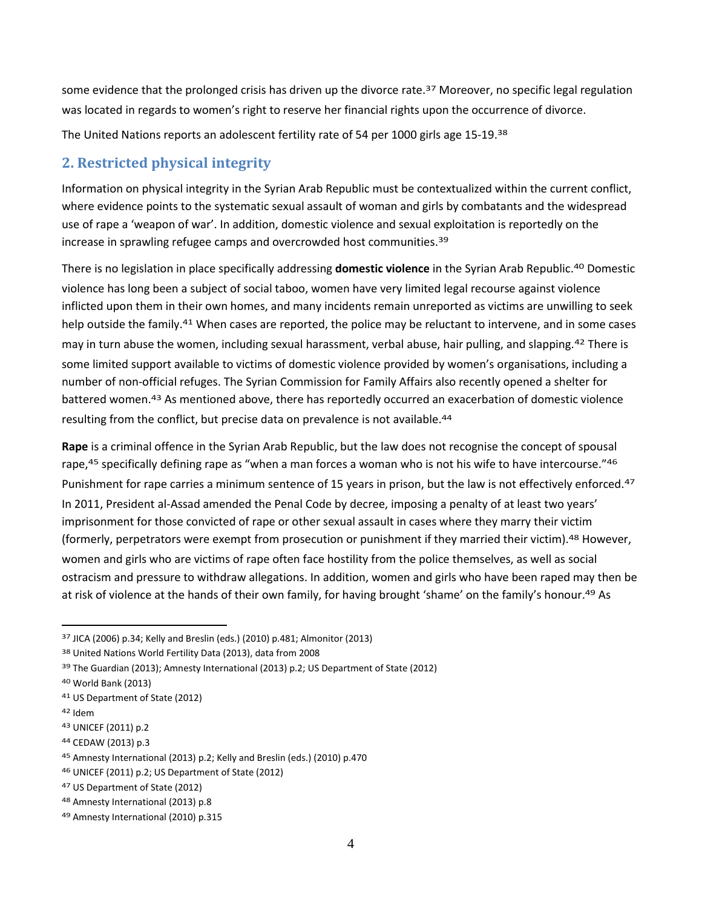some evidence that the prolonged crisis has driven up the divorce rate.[37] Moreover, no specific legal regulation was located in regards to women's right to reserve her financial rights upon the occurrence of divorce.

The United Nations reports an adolescent fertility rate of 54 per 1000 girls age 15-19.[38]

## 2. Restricted physical integrity

Information on physical integrity in the Syrian Arab Republic must be contextualized within the current conflict, where evidence points to the systematic sexual assault of woman and girls by combatants and the widespread use of rape a 'weapon of war'. In addition, domestic violence and sexual exploitation is reportedly on the increase in sprawling refugee camps and overcrowded host communities.[39]

There is no legislation in place specifically addressing **domestic violence** in the Syrian Arab Republic.[40] Domestic violence has long been a subject of social taboo, women have very limited legal recourse against violence inflicted upon them in their own homes, and many incidents remain unreported as victims are unwilling to seek help outside the family.[41] When cases are reported, the police may be reluctant to intervene, and in some cases may in turn abuse the women, including sexual harassment, verbal abuse, hair pulling, and slapping.[42] There is some limited support available to victims of domestic violence provided by women's organisations, including a number of non-official refuges. The Syrian Commission for Family Affairs also recently opened a shelter for battered women.[43] As mentioned above, there has reportedly occurred an exacerbation of domestic violence resulting from the conflict, but precise data on prevalence is not available.[44]

**Rape** is a criminal offence in the Syrian Arab Republic, but the law does not recognise the concept of spousal rape,[45] specifically defining rape as "when a man forces a woman who is not his wife to have intercourse."[46] Punishment for rape carries a minimum sentence of 15 years in prison, but the law is not effectively enforced.[47] In 2011, President al-Assad amended the Penal Code by decree, imposing a penalty of at least two years' imprisonment for those convicted of rape or other sexual assault in cases where they marry their victim (formerly, perpetrators were exempt from prosecution or punishment if they married their victim).[48] However, women and girls who are victims of rape often face hostility from the police themselves, as well as social ostracism and pressure to withdraw allegations. In addition, women and girls who have been raped may then be at risk of violence at the hands of their own family, for having brought 'shame' on the family's honour.[49] As

---

[37] JICA (2006) p.34; Kelly and Breslin (eds.) (2010) p.481; Almonitor (2013)

[38] United Nations World Fertility Data (2013), data from 2008

[39] The Guardian (2013); Amnesty International (2013) p.2; US Department of State (2012)

[40] World Bank (2013)

[41] US Department of State (2012)

[42] Idem

[43] UNICEF (2011) p.2

[44] CEDAW (2013) p.3

[45] Amnesty International (2013) p.2; Kelly and Breslin (eds.) (2010) p.470

[46] UNICEF (2011) p.2; US Department of State (2012)

[47] US Department of State (2012)

[48] Amnesty International (2013) p.8

[49] Amnesty International (2010) p.315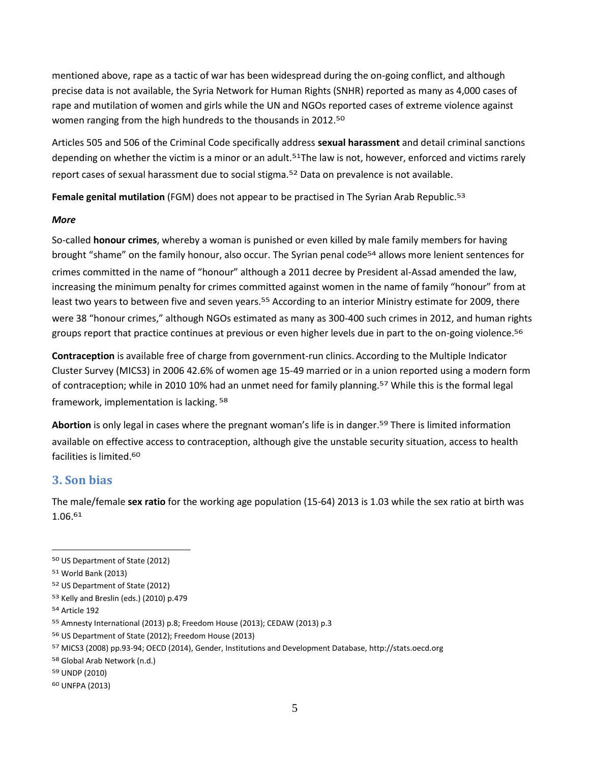mentioned above, rape as a tactic of war has been widespread during the on-going conflict, and although precise data is not available, the Syria Network for Human Rights (SNHR) reported as many as 4,000 cases of rape and mutilation of women and girls while the UN and NGOs reported cases of extreme violence against women ranging from the high hundreds to the thousands in 2012.[50]

Articles 505 and 506 of the Criminal Code specifically address **sexual harassment** and detail criminal sanctions depending on whether the victim is a minor or an adult.[51]The law is not, however, enforced and victims rarely report cases of sexual harassment due to social stigma.[52] Data on prevalence is not available.

**Female genital mutilation** (FGM) does not appear to be practised in The Syrian Arab Republic.[53]

***More***

So-called **honour crimes**, whereby a woman is punished or even killed by male family members for having brought "shame" on the family honour, also occur. The Syrian penal code[54] allows more lenient sentences for crimes committed in the name of "honour" although a 2011 decree by President al-Assad amended the law, increasing the minimum penalty for crimes committed against women in the name of family "honour" from at least two years to between five and seven years.[55] According to an interior Ministry estimate for 2009, there were 38 "honour crimes," although NGOs estimated as many as 300-400 such crimes in 2012, and human rights groups report that practice continues at previous or even higher levels due in part to the on-going violence.[56]

**Contraception** is available free of charge from government-run clinics. According to the Multiple Indicator Cluster Survey (MICS3) in 2006 42.6% of women age 15-49 married or in a union reported using a modern form of contraception; while in 2010 10% had an unmet need for family planning.[57] While this is the formal legal framework, implementation is lacking. [58]

**Abortion** is only legal in cases where the pregnant woman's life is in danger.[59] There is limited information available on effective access to contraception, although give the unstable security situation, access to health facilities is limited.[60]

## 3. Son bias

The male/female **sex ratio** for the working age population (15-64) 2013 is 1.03 while the sex ratio at birth was 1.06.[61]

---

[50] US Department of State (2012)

[51] World Bank (2013)

[52] US Department of State (2012)

[53] Kelly and Breslin (eds.) (2010) p.479

[54] Article 192

[55] Amnesty International (2013) p.8; Freedom House (2013); CEDAW (2013) p.3

[56] US Department of State (2012); Freedom House (2013)

[57] MICS3 (2008) pp.93-94; OECD (2014), Gender, Institutions and Development Database, http://stats.oecd.org

[58] Global Arab Network (n.d.)

[59] UNDP (2010)

[60] UNFPA (2013)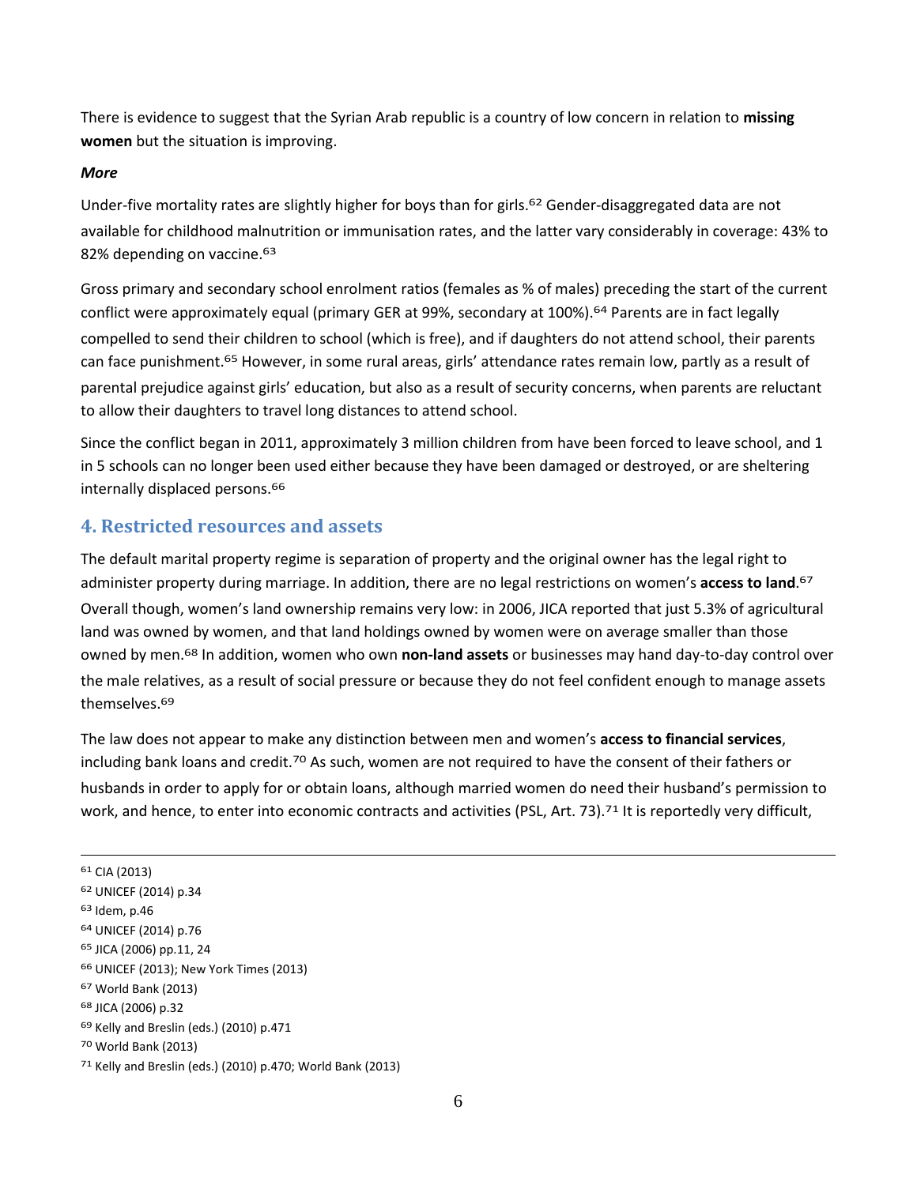There is evidence to suggest that the Syrian Arab republic is a country of low concern in relation to **missing women** but the situation is improving.

***More***

Under-five mortality rates are slightly higher for boys than for girls.[62] Gender-disaggregated data are not available for childhood malnutrition or immunisation rates, and the latter vary considerably in coverage: 43% to 82% depending on vaccine.[63]

Gross primary and secondary school enrolment ratios (females as % of males) preceding the start of the current conflict were approximately equal (primary GER at 99%, secondary at 100%).[64] Parents are in fact legally compelled to send their children to school (which is free), and if daughters do not attend school, their parents can face punishment.[65] However, in some rural areas, girls' attendance rates remain low, partly as a result of parental prejudice against girls' education, but also as a result of security concerns, when parents are reluctant to allow their daughters to travel long distances to attend school.

Since the conflict began in 2011, approximately 3 million children from have been forced to leave school, and 1 in 5 schools can no longer been used either because they have been damaged or destroyed, or are sheltering internally displaced persons.[66]

## 4. Restricted resources and assets

The default marital property regime is separation of property and the original owner has the legal right to administer property during marriage. In addition, there are no legal restrictions on women's **access to land**.[67] Overall though, women's land ownership remains very low: in 2006, JICA reported that just 5.3% of agricultural land was owned by women, and that land holdings owned by women were on average smaller than those owned by men.[68] In addition, women who own **non-land assets** or businesses may hand day-to-day control over the male relatives, as a result of social pressure or because they do not feel confident enough to manage assets themselves.[69]

The law does not appear to make any distinction between men and women's **access to financial services**, including bank loans and credit.[70] As such, women are not required to have the consent of their fathers or husbands in order to apply for or obtain loans, although married women do need their husband's permission to work, and hence, to enter into economic contracts and activities (PSL, Art. 73).[71] It is reportedly very difficult,

---

[61] CIA (2013)
[62] UNICEF (2014) p.34
[63] Idem, p.46
[64] UNICEF (2014) p.76
[65] JICA (2006) pp.11, 24
[66] UNICEF (2013); New York Times (2013)
[67] World Bank (2013)
[68] JICA (2006) p.32
[69] Kelly and Breslin (eds.) (2010) p.471
[70] World Bank (2013)
[71] Kelly and Breslin (eds.) (2010) p.470; World Bank (2013)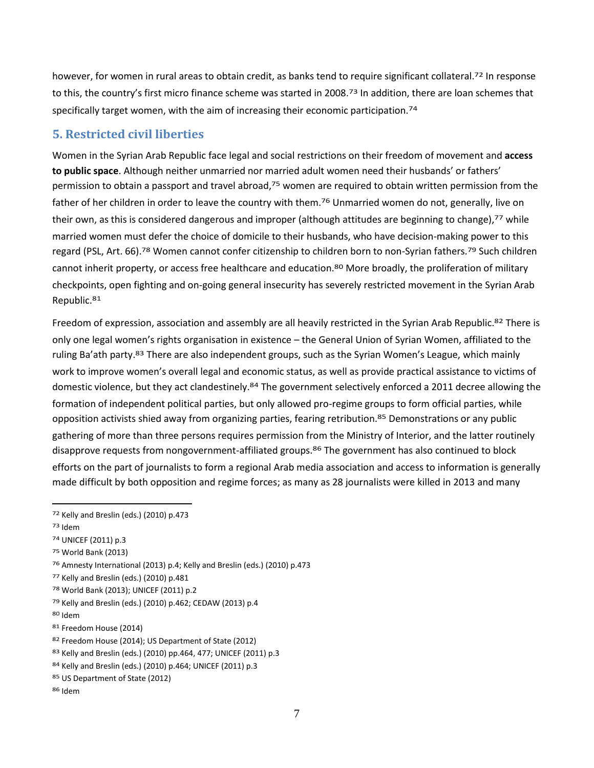however, for women in rural areas to obtain credit, as banks tend to require significant collateral.[72] In response to this, the country's first micro finance scheme was started in 2008.[73] In addition, there are loan schemes that specifically target women, with the aim of increasing their economic participation.[74]

## 5. Restricted civil liberties

Women in the Syrian Arab Republic face legal and social restrictions on their freedom of movement and **access to public space**. Although neither unmarried nor married adult women need their husbands' or fathers' permission to obtain a passport and travel abroad,[75] women are required to obtain written permission from the father of her children in order to leave the country with them.[76] Unmarried women do not, generally, live on their own, as this is considered dangerous and improper (although attitudes are beginning to change),[77] while married women must defer the choice of domicile to their husbands, who have decision-making power to this regard (PSL, Art. 66).[78] Women cannot confer citizenship to children born to non-Syrian fathers.[79] Such children cannot inherit property, or access free healthcare and education.[80] More broadly, the proliferation of military checkpoints, open fighting and on-going general insecurity has severely restricted movement in the Syrian Arab Republic.[81]

Freedom of expression, association and assembly are all heavily restricted in the Syrian Arab Republic.[82] There is only one legal women's rights organisation in existence – the General Union of Syrian Women, affiliated to the ruling Ba'ath party.[83] There are also independent groups, such as the Syrian Women's League, which mainly work to improve women's overall legal and economic status, as well as provide practical assistance to victims of domestic violence, but they act clandestinely.[84] The government selectively enforced a 2011 decree allowing the formation of independent political parties, but only allowed pro-regime groups to form official parties, while opposition activists shied away from organizing parties, fearing retribution.[85] Demonstrations or any public gathering of more than three persons requires permission from the Ministry of Interior, and the latter routinely disapprove requests from nongovernment-affiliated groups.[86] The government has also continued to block efforts on the part of journalists to form a regional Arab media association and access to information is generally made difficult by both opposition and regime forces; as many as 28 journalists were killed in 2013 and many

---

[72] Kelly and Breslin (eds.) (2010) p.473
[73] Idem
[74] UNICEF (2011) p.3
[75] World Bank (2013)
[76] Amnesty International (2013) p.4; Kelly and Breslin (eds.) (2010) p.473
[77] Kelly and Breslin (eds.) (2010) p.481
[78] World Bank (2013); UNICEF (2011) p.2
[79] Kelly and Breslin (eds.) (2010) p.462; CEDAW (2013) p.4
[80] Idem
[81] Freedom House (2014)
[82] Freedom House (2014); US Department of State (2012)
[83] Kelly and Breslin (eds.) (2010) pp.464, 477; UNICEF (2011) p.3
[84] Kelly and Breslin (eds.) (2010) p.464; UNICEF (2011) p.3
[85] US Department of State (2012)
[86] Idem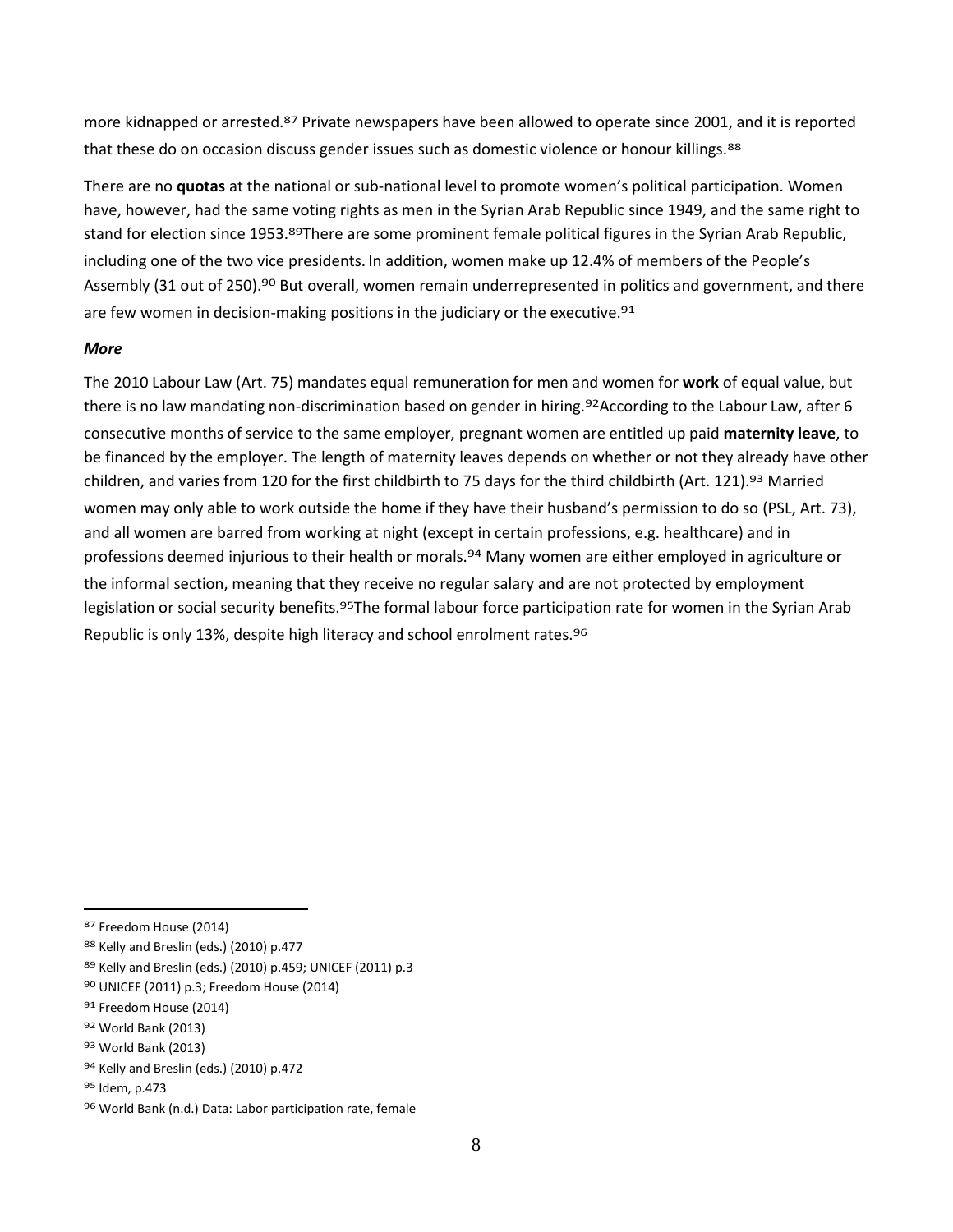more kidnapped or arrested.[87] Private newspapers have been allowed to operate since 2001, and it is reported that these do on occasion discuss gender issues such as domestic violence or honour killings.[88]

There are no **quotas** at the national or sub-national level to promote women's political participation. Women have, however, had the same voting rights as men in the Syrian Arab Republic since 1949, and the same right to stand for election since 1953.[89]There are some prominent female political figures in the Syrian Arab Republic, including one of the two vice presidents. In addition, women make up 12.4% of members of the People's Assembly (31 out of 250).[90] But overall, women remain underrepresented in politics and government, and there are few women in decision-making positions in the judiciary or the executive.[91]

***More***

The 2010 Labour Law (Art. 75) mandates equal remuneration for men and women for **work** of equal value, but there is no law mandating non-discrimination based on gender in hiring.[92]According to the Labour Law, after 6 consecutive months of service to the same employer, pregnant women are entitled up paid **maternity leave**, to be financed by the employer. The length of maternity leaves depends on whether or not they already have other children, and varies from 120 for the first childbirth to 75 days for the third childbirth (Art. 121).[93] Married women may only able to work outside the home if they have their husband's permission to do so (PSL, Art. 73), and all women are barred from working at night (except in certain professions, e.g. healthcare) and in professions deemed injurious to their health or morals.[94] Many women are either employed in agriculture or the informal section, meaning that they receive no regular salary and are not protected by employment legislation or social security benefits.[95]The formal labour force participation rate for women in the Syrian Arab Republic is only 13%, despite high literacy and school enrolment rates.[96]

---

[87] Freedom House (2014)

[88] Kelly and Breslin (eds.) (2010) p.477

[89] Kelly and Breslin (eds.) (2010) p.459; UNICEF (2011) p.3

[90] UNICEF (2011) p.3; Freedom House (2014)

[91] Freedom House (2014)

[92] World Bank (2013)

[93] World Bank (2013)

[94] Kelly and Breslin (eds.) (2010) p.472

[95] Idem, p.473

[96] World Bank (n.d.) Data: Labor participation rate, female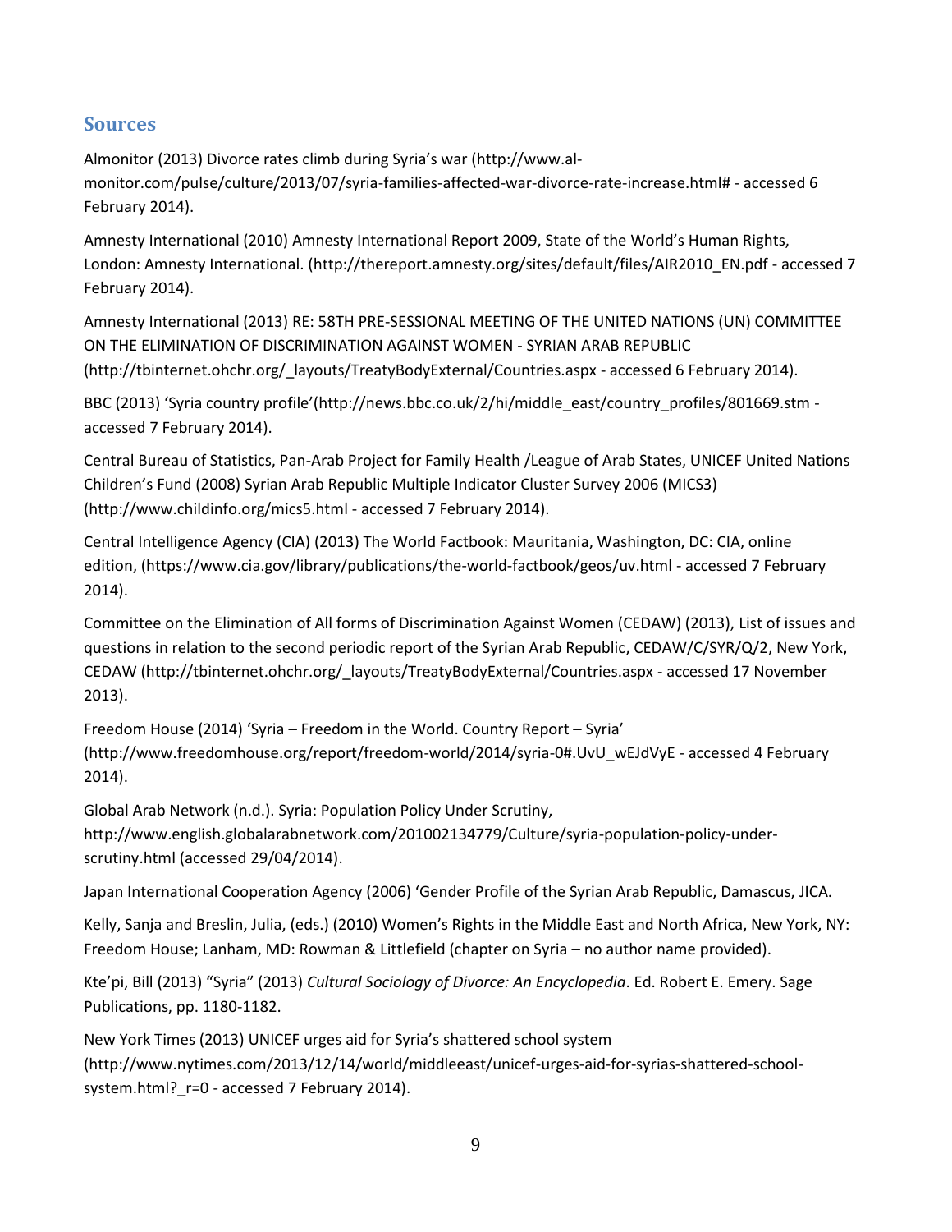## Sources

Almonitor (2013) Divorce rates climb during Syria's war (http://www.al-monitor.com/pulse/culture/2013/07/syria-families-affected-war-divorce-rate-increase.html# - accessed 6 February 2014).

Amnesty International (2010) Amnesty International Report 2009, State of the World's Human Rights, London: Amnesty International. (http://thereport.amnesty.org/sites/default/files/AIR2010_EN.pdf - accessed 7 February 2014).

Amnesty International (2013) RE: 58TH PRE-SESSIONAL MEETING OF THE UNITED NATIONS (UN) COMMITTEE ON THE ELIMINATION OF DISCRIMINATION AGAINST WOMEN - SYRIAN ARAB REPUBLIC (http://tbinternet.ohchr.org/_layouts/TreatyBodyExternal/Countries.aspx - accessed 6 February 2014).

BBC (2013) 'Syria country profile'(http://news.bbc.co.uk/2/hi/middle_east/country_profiles/801669.stm - accessed 7 February 2014).

Central Bureau of Statistics, Pan-Arab Project for Family Health /League of Arab States, UNICEF United Nations Children's Fund (2008) Syrian Arab Republic Multiple Indicator Cluster Survey 2006 (MICS3) (http://www.childinfo.org/mics5.html - accessed 7 February 2014).

Central Intelligence Agency (CIA) (2013) The World Factbook: Mauritania, Washington, DC: CIA, online edition, (https://www.cia.gov/library/publications/the-world-factbook/geos/uv.html - accessed 7 February 2014).

Committee on the Elimination of All forms of Discrimination Against Women (CEDAW) (2013), List of issues and questions in relation to the second periodic report of the Syrian Arab Republic, CEDAW/C/SYR/Q/2, New York, CEDAW (http://tbinternet.ohchr.org/_layouts/TreatyBodyExternal/Countries.aspx - accessed 17 November 2013).

Freedom House (2014) 'Syria – Freedom in the World. Country Report – Syria' (http://www.freedomhouse.org/report/freedom-world/2014/syria-0#.UvU_wEJdVyE - accessed 4 February 2014).

Global Arab Network (n.d.). Syria: Population Policy Under Scrutiny, http://www.english.globalarabnetwork.com/201002134779/Culture/syria-population-policy-under-scrutiny.html (accessed 29/04/2014).

Japan International Cooperation Agency (2006) 'Gender Profile of the Syrian Arab Republic, Damascus, JICA.

Kelly, Sanja and Breslin, Julia, (eds.) (2010) Women's Rights in the Middle East and North Africa, New York, NY: Freedom House; Lanham, MD: Rowman & Littlefield (chapter on Syria – no author name provided).

Kte'pi, Bill (2013) "Syria" (2013) *Cultural Sociology of Divorce: An Encyclopedia*. Ed. Robert E. Emery. Sage Publications, pp. 1180-1182.

New York Times (2013) UNICEF urges aid for Syria's shattered school system (http://www.nytimes.com/2013/12/14/world/middleeast/unicef-urges-aid-for-syrias-shattered-school-system.html?_r=0 - accessed 7 February 2014).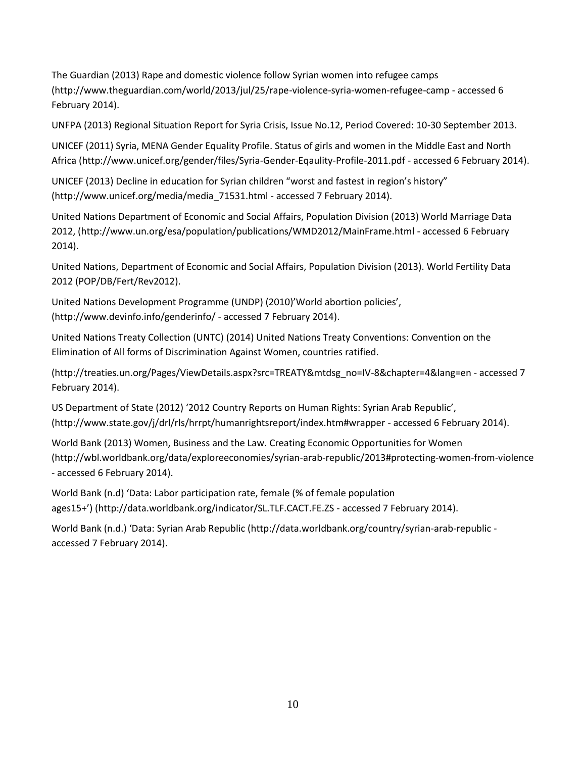The Guardian (2013) Rape and domestic violence follow Syrian women into refugee camps (http://www.theguardian.com/world/2013/jul/25/rape-violence-syria-women-refugee-camp - accessed 6 February 2014).

UNFPA (2013) Regional Situation Report for Syria Crisis, Issue No.12, Period Covered: 10-30 September 2013.

UNICEF (2011) Syria, MENA Gender Equality Profile. Status of girls and women in the Middle East and North Africa (http://www.unicef.org/gender/files/Syria-Gender-Eqaulity-Profile-2011.pdf - accessed 6 February 2014).

UNICEF (2013) Decline in education for Syrian children "worst and fastest in region's history" (http://www.unicef.org/media/media_71531.html - accessed 7 February 2014).

United Nations Department of Economic and Social Affairs, Population Division (2013) World Marriage Data 2012, (http://www.un.org/esa/population/publications/WMD2012/MainFrame.html - accessed 6 February 2014).

United Nations, Department of Economic and Social Affairs, Population Division (2013). World Fertility Data 2012 (POP/DB/Fert/Rev2012).

United Nations Development Programme (UNDP) (2010)'World abortion policies', (http://www.devinfo.info/genderinfo/ - accessed 7 February 2014).

United Nations Treaty Collection (UNTC) (2014) United Nations Treaty Conventions: Convention on the Elimination of All forms of Discrimination Against Women, countries ratified.

(http://treaties.un.org/Pages/ViewDetails.aspx?src=TREATY&mtdsg_no=IV-8&chapter=4&lang=en - accessed 7 February 2014).

US Department of State (2012) '2012 Country Reports on Human Rights: Syrian Arab Republic', (http://www.state.gov/j/drl/rls/hrrpt/humanrightsreport/index.htm#wrapper - accessed 6 February 2014).

World Bank (2013) Women, Business and the Law. Creating Economic Opportunities for Women (http://wbl.worldbank.org/data/exploreeconomies/syrian-arab-republic/2013#protecting-women-from-violence - accessed 6 February 2014).

World Bank (n.d) 'Data: Labor participation rate, female (% of female population ages15+') (http://data.worldbank.org/indicator/SL.TLF.CACT.FE.ZS - accessed 7 February 2014).

World Bank (n.d.) 'Data: Syrian Arab Republic (http://data.worldbank.org/country/syrian-arab-republic - accessed 7 February 2014).